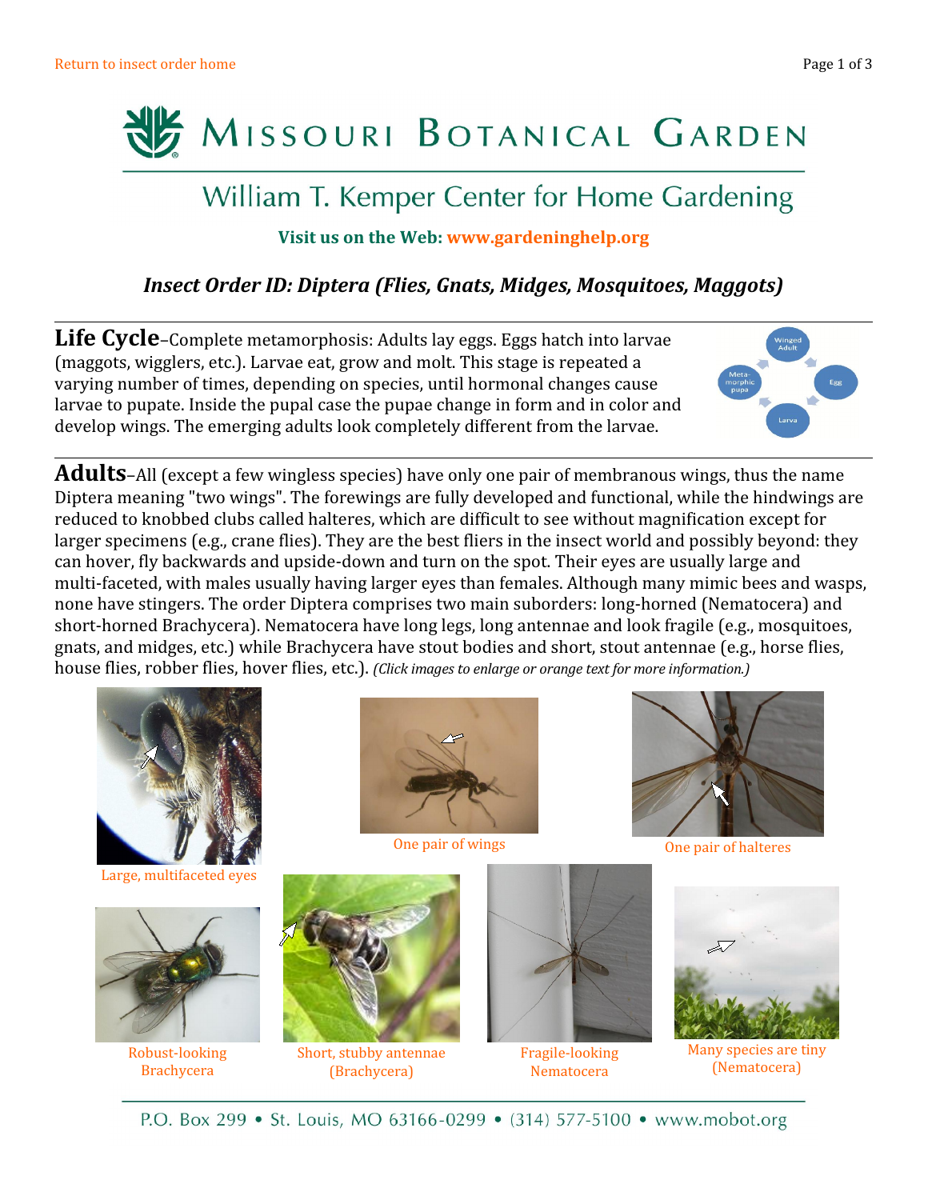Return to insect order home

# Missouri Botanical Garden

## William T. Kemper Center for Home Gardening

**Visit us on the Web: www.gardeninghelp.org**

### *Insect Order ID: Diptera (Flies, Gnats, Midges, Mosquitoes, Maggots)*

**Life Cycle**–Complete metamorphosis: Adults lay eggs. Eggs hatch into larvae (maggots, wigglers, etc.). Larvae eat, grow and molt. This stage is repeated a varying number of times, depending on species, until hormonal changes cause larvae to pupate. Inside the pupal case the pupae change in form and in color and develop wings. The emerging adults look completely different from the larvae.

Winged Adult · Egg · Larva · Meta-morphic pupa

**Adults**–All (except a few wingless species) have only one pair of membranous wings, thus the name Diptera meaning "two wings". The forewings are fully developed and functional, while the hindwings are reduced to knobbed clubs called halteres, which are difficult to see without magnification except for larger specimens (e.g., crane flies). They are the best fliers in the insect world and possibly beyond: they can hover, fly backwards and upside-down and turn on the spot. Their eyes are usually large and multi-faceted, with males usually having larger eyes than females. Although many mimic bees and wasps, none have stingers. The order Diptera comprises two main suborders: long-horned (Nematocera) and short-horned Brachycera). Nematocera have long legs, long antennae and look fragile (e.g., mosquitoes, gnats, and midges, etc.) while Brachycera have stout bodies and short, stout antennae (e.g., horse flies, house flies, robber flies, hover flies, etc.). *(Click images to enlarge or orange text for more information.)*

Large, multifaceted eyes

One pair of wings

One pair of halteres

Robust-looking Brachycera

Short, stubby antennae (Brachycera)

Fragile-looking Nematocera

Many species are tiny (Nematocera)

P.O. Box 299 • St. Louis, MO 63166-0299 • (314) 577-5100 • www.mobot.org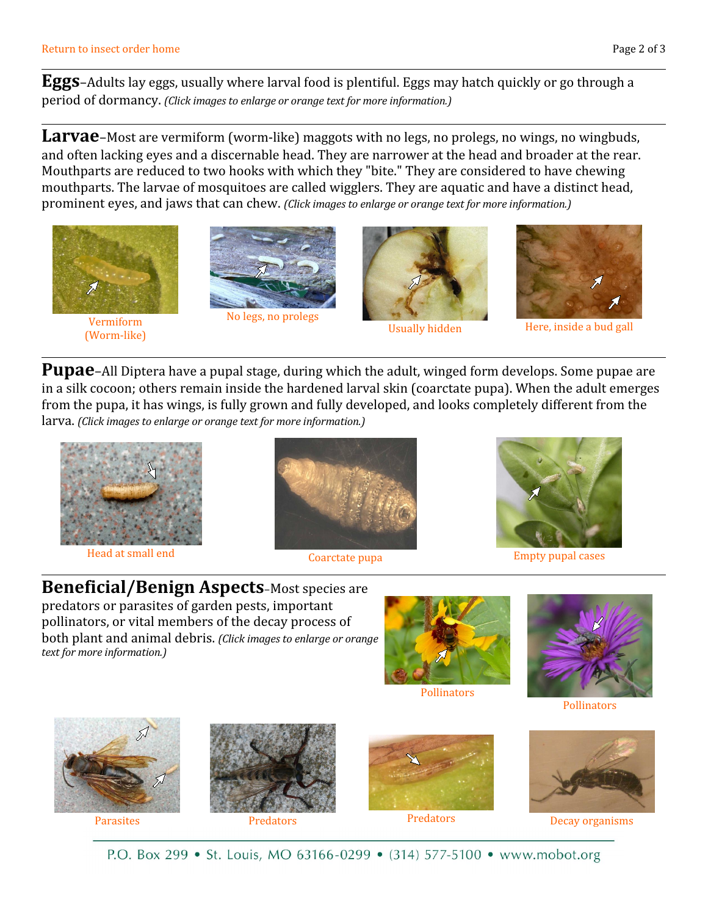Return to insect order home

**Eggs**–Adults lay eggs, usually where larval food is plentiful. Eggs may hatch quickly or go through a period of dormancy. *(Click images to enlarge or orange text for more information.)*

**Larvae**–Most are vermiform (worm-like) maggots with no legs, no prolegs, no wings, no wingbuds, and often lacking eyes and a discernable head. They are narrower at the head and broader at the rear. Mouthparts are reduced to two hooks with which they "bite." They are considered to have chewing mouthparts. The larvae of mosquitoes are called wigglers. They are aquatic and have a distinct head, prominent eyes, and jaws that can chew. *(Click images to enlarge or orange text for more information.)*

Vermiform (Worm-like)

No legs, no prolegs

Usually hidden

Here, inside a bud gall

**Pupae**–All Diptera have a pupal stage, during which the adult, winged form develops. Some pupae are in a silk cocoon; others remain inside the hardened larval skin (coarctate pupa). When the adult emerges from the pupa, it has wings, is fully grown and fully developed, and looks completely different from the larva. *(Click images to enlarge or orange text for more information.)*

Head at small end

Coarctate pupa

Empty pupal cases

**Beneficial/Benign Aspects**–Most species are predators or parasites of garden pests, important pollinators, or vital members of the decay process of both plant and animal debris. *(Click images to enlarge or orange text for more information.)*

Pollinators

Pollinators

Parasites

Predators

Predators

Decay organisms

P.O. Box 299 • St. Louis, MO 63166-0299 • (314) 577-5100 • www.mobot.org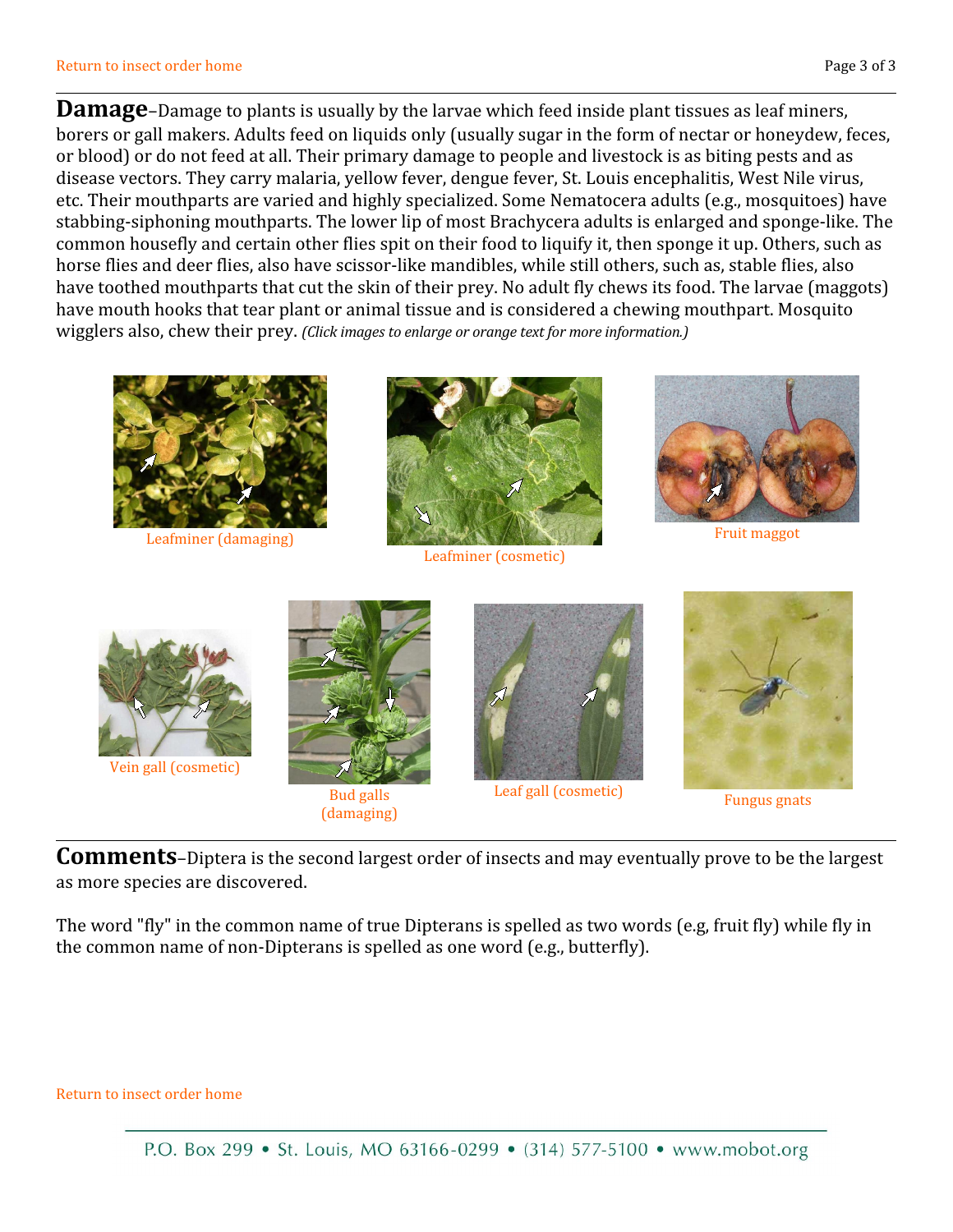Return to insect order home

**Damage**–Damage to plants is usually by the larvae which feed inside plant tissues as leaf miners, borers or gall makers. Adults feed on liquids only (usually sugar in the form of nectar or honeydew, feces, or blood) or do not feed at all. Their primary damage to people and livestock is as biting pests and as disease vectors. They carry malaria, yellow fever, dengue fever, St. Louis encephalitis, West Nile virus, etc. Their mouthparts are varied and highly specialized. Some Nematocera adults (e.g., mosquitoes) have stabbing-siphoning mouthparts. The lower lip of most Brachycera adults is enlarged and sponge-like. The common housefly and certain other flies spit on their food to liquify it, then sponge it up. Others, such as horse flies and deer flies, also have scissor-like mandibles, while still others, such as, stable flies, also have toothed mouthparts that cut the skin of their prey. No adult fly chews its food. The larvae (maggots) have mouth hooks that tear plant or animal tissue and is considered a chewing mouthpart. Mosquito wigglers also, chew their prey. *(Click images to enlarge or orange text for more information.)*

Leafminer (damaging)

Leafminer (cosmetic)

Fruit maggot

Vein gall (cosmetic)

Bud galls (damaging)

Leaf gall (cosmetic)

Fungus gnats

**Comments**–Diptera is the second largest order of insects and may eventually prove to be the largest as more species are discovered.

The word "fly" in the common name of true Dipterans is spelled as two words (e.g, fruit fly) while fly in the common name of non-Dipterans is spelled as one word (e.g., butterfly).

Return to insect order home

P.O. Box 299 • St. Louis, MO 63166-0299 • (314) 577-5100 • www.mobot.org